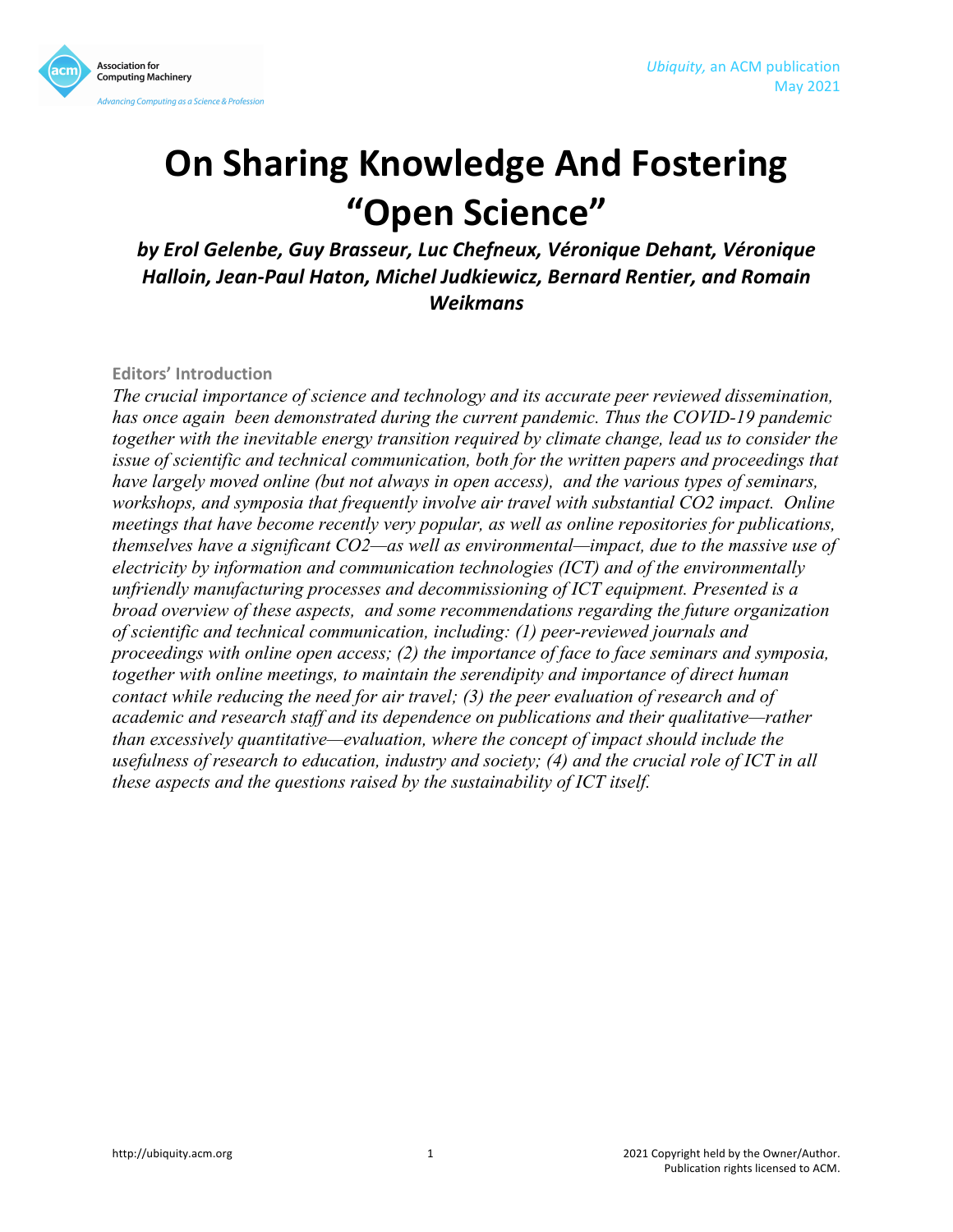# On Sharing Knowledge And Fostering "Open Science"

***by Erol Gelenbe, Guy Brasseur, Luc Chefneux, Véronique Dehant, Véronique Halloin, Jean-Paul Haton, Michel Judkiewicz, Bernard Rentier, and Romain Weikmans***

**Editors' Introduction**

*The crucial importance of science and technology and its accurate peer reviewed dissemination, has once again been demonstrated during the current pandemic. Thus the COVID-19 pandemic together with the inevitable energy transition required by climate change, lead us to consider the issue of scientific and technical communication, both for the written papers and proceedings that have largely moved online (but not always in open access), and the various types of seminars, workshops, and symposia that frequently involve air travel with substantial CO2 impact. Online meetings that have become recently very popular, as well as online repositories for publications, themselves have a significant CO2—as well as environmental—impact, due to the massive use of electricity by information and communication technologies (ICT) and of the environmentally unfriendly manufacturing processes and decommissioning of ICT equipment. Presented is a broad overview of these aspects, and some recommendations regarding the future organization of scientific and technical communication, including: (1) peer-reviewed journals and proceedings with online open access; (2) the importance of face to face seminars and symposia, together with online meetings, to maintain the serendipity and importance of direct human contact while reducing the need for air travel; (3) the peer evaluation of research and of academic and research staff and its dependence on publications and their qualitative—rather than excessively quantitative—evaluation, where the concept of impact should include the usefulness of research to education, industry and society; (4) and the crucial role of ICT in all these aspects and the questions raised by the sustainability of ICT itself.*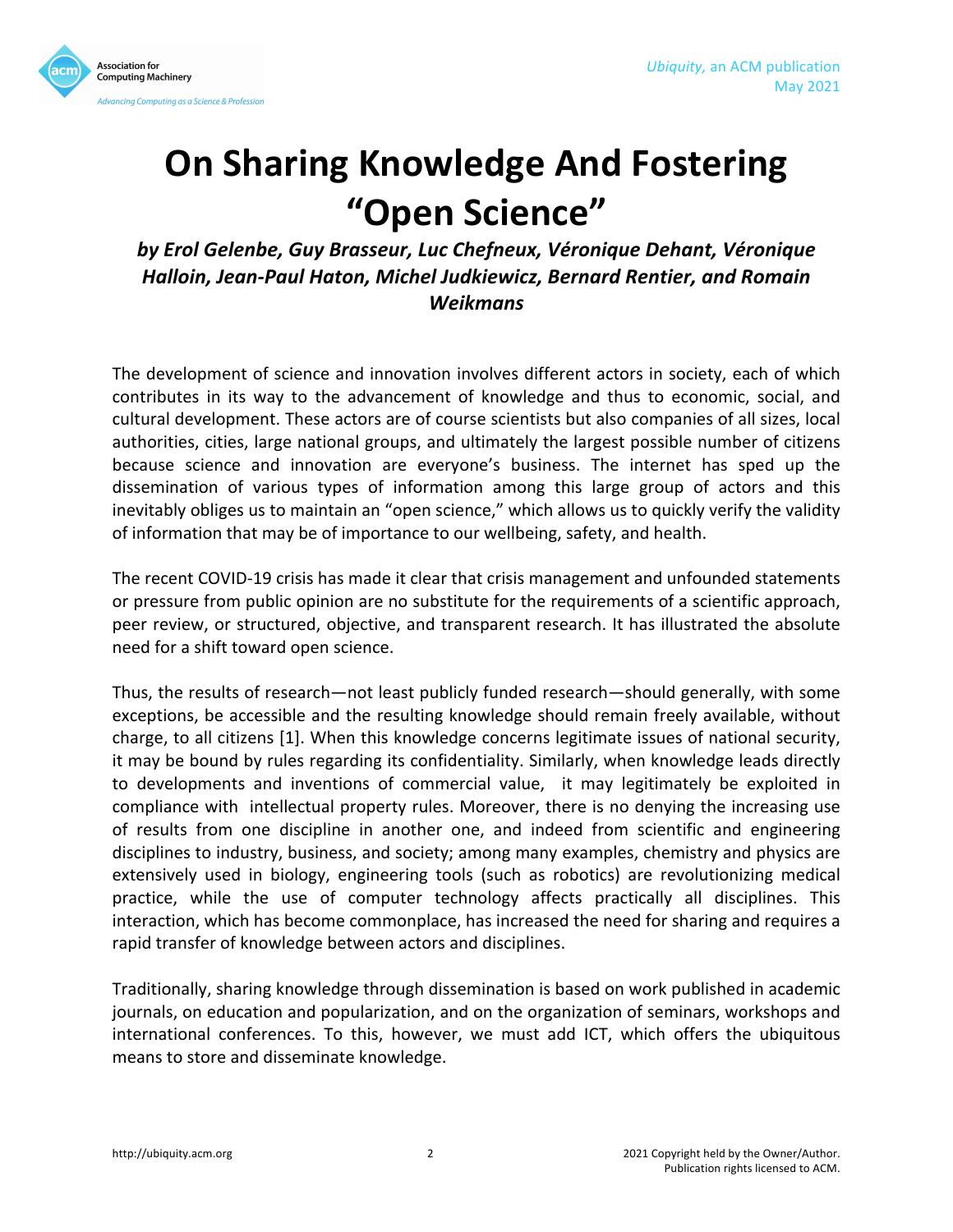# On Sharing Knowledge And Fostering "Open Science"

***by Erol Gelenbe, Guy Brasseur, Luc Chefneux, Véronique Dehant, Véronique Halloin, Jean-Paul Haton, Michel Judkiewicz, Bernard Rentier, and Romain Weikmans***

The development of science and innovation involves different actors in society, each of which contributes in its way to the advancement of knowledge and thus to economic, social, and cultural development. These actors are of course scientists but also companies of all sizes, local authorities, cities, large national groups, and ultimately the largest possible number of citizens because science and innovation are everyone's business. The internet has sped up the dissemination of various types of information among this large group of actors and this inevitably obliges us to maintain an "open science," which allows us to quickly verify the validity of information that may be of importance to our wellbeing, safety, and health.

The recent COVID-19 crisis has made it clear that crisis management and unfounded statements or pressure from public opinion are no substitute for the requirements of a scientific approach, peer review, or structured, objective, and transparent research. It has illustrated the absolute need for a shift toward open science.

Thus, the results of research—not least publicly funded research—should generally, with some exceptions, be accessible and the resulting knowledge should remain freely available, without charge, to all citizens [1]. When this knowledge concerns legitimate issues of national security, it may be bound by rules regarding its confidentiality. Similarly, when knowledge leads directly to developments and inventions of commercial value, it may legitimately be exploited in compliance with intellectual property rules. Moreover, there is no denying the increasing use of results from one discipline in another one, and indeed from scientific and engineering disciplines to industry, business, and society; among many examples, chemistry and physics are extensively used in biology, engineering tools (such as robotics) are revolutionizing medical practice, while the use of computer technology affects practically all disciplines. This interaction, which has become commonplace, has increased the need for sharing and requires a rapid transfer of knowledge between actors and disciplines.

Traditionally, sharing knowledge through dissemination is based on work published in academic journals, on education and popularization, and on the organization of seminars, workshops and international conferences. To this, however, we must add ICT, which offers the ubiquitous means to store and disseminate knowledge.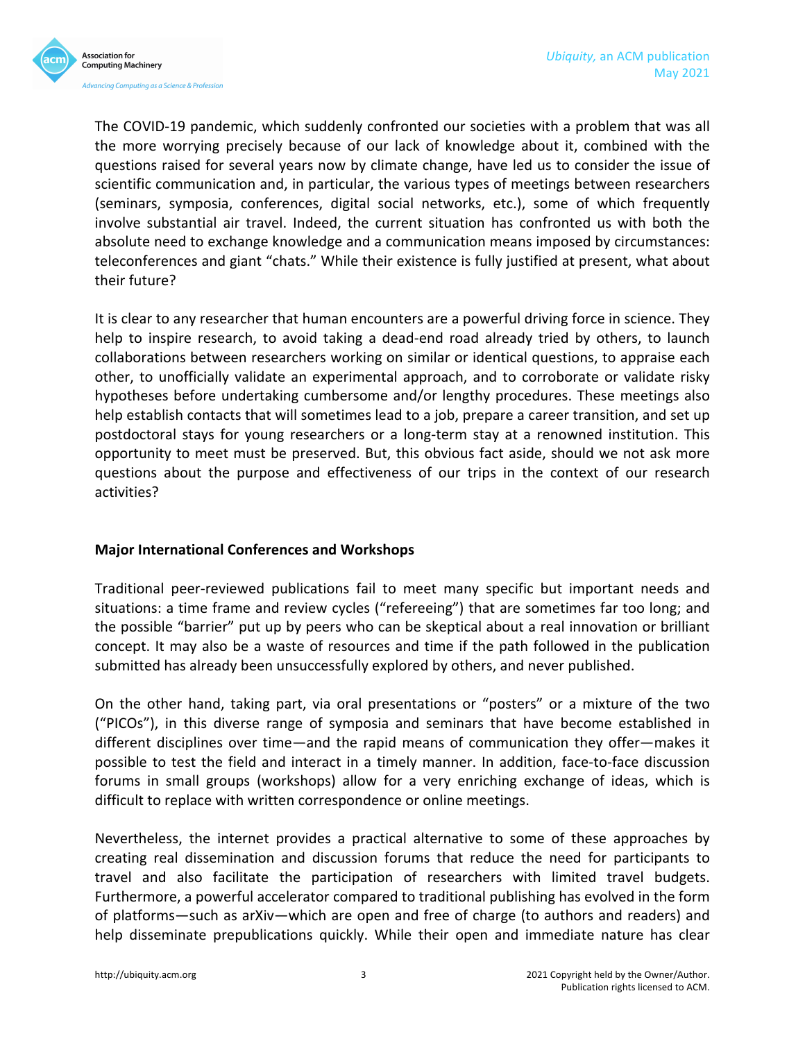The COVID-19 pandemic, which suddenly confronted our societies with a problem that was all the more worrying precisely because of our lack of knowledge about it, combined with the questions raised for several years now by climate change, have led us to consider the issue of scientific communication and, in particular, the various types of meetings between researchers (seminars, symposia, conferences, digital social networks, etc.), some of which frequently involve substantial air travel. Indeed, the current situation has confronted us with both the absolute need to exchange knowledge and a communication means imposed by circumstances: teleconferences and giant "chats." While their existence is fully justified at present, what about their future?

It is clear to any researcher that human encounters are a powerful driving force in science. They help to inspire research, to avoid taking a dead-end road already tried by others, to launch collaborations between researchers working on similar or identical questions, to appraise each other, to unofficially validate an experimental approach, and to corroborate or validate risky hypotheses before undertaking cumbersome and/or lengthy procedures. These meetings also help establish contacts that will sometimes lead to a job, prepare a career transition, and set up postdoctoral stays for young researchers or a long-term stay at a renowned institution. This opportunity to meet must be preserved. But, this obvious fact aside, should we not ask more questions about the purpose and effectiveness of our trips in the context of our research activities?

**Major International Conferences and Workshops**

Traditional peer-reviewed publications fail to meet many specific but important needs and situations: a time frame and review cycles ("refereeing") that are sometimes far too long; and the possible "barrier" put up by peers who can be skeptical about a real innovation or brilliant concept. It may also be a waste of resources and time if the path followed in the publication submitted has already been unsuccessfully explored by others, and never published.

On the other hand, taking part, via oral presentations or "posters" or a mixture of the two ("PICOs"), in this diverse range of symposia and seminars that have become established in different disciplines over time—and the rapid means of communication they offer—makes it possible to test the field and interact in a timely manner. In addition, face-to-face discussion forums in small groups (workshops) allow for a very enriching exchange of ideas, which is difficult to replace with written correspondence or online meetings.

Nevertheless, the internet provides a practical alternative to some of these approaches by creating real dissemination and discussion forums that reduce the need for participants to travel and also facilitate the participation of researchers with limited travel budgets. Furthermore, a powerful accelerator compared to traditional publishing has evolved in the form of platforms—such as arXiv—which are open and free of charge (to authors and readers) and help disseminate prepublications quickly. While their open and immediate nature has clear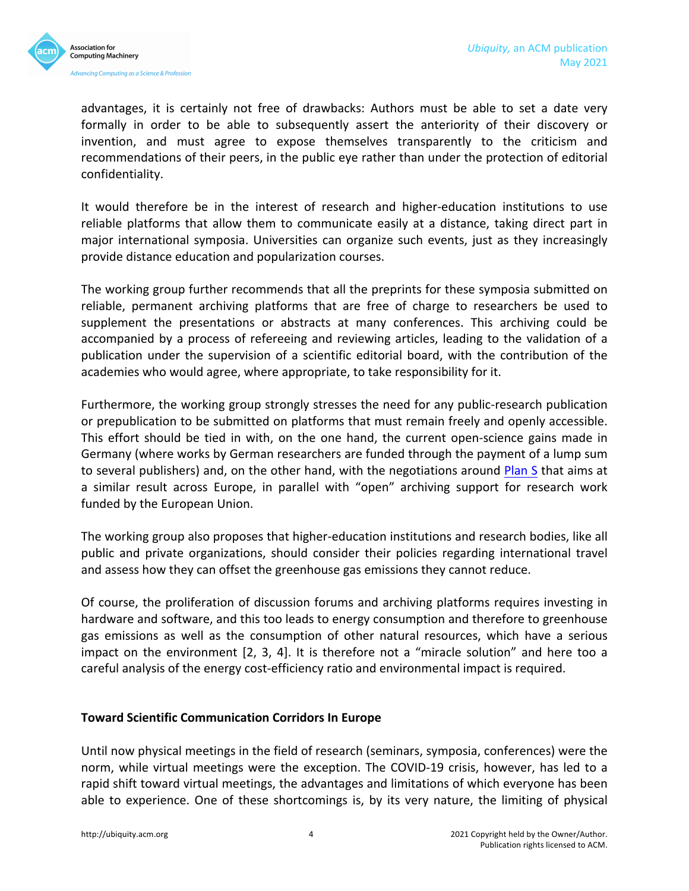advantages, it is certainly not free of drawbacks: Authors must be able to set a date very formally in order to be able to subsequently assert the anteriority of their discovery or invention, and must agree to expose themselves transparently to the criticism and recommendations of their peers, in the public eye rather than under the protection of editorial confidentiality.

It would therefore be in the interest of research and higher-education institutions to use reliable platforms that allow them to communicate easily at a distance, taking direct part in major international symposia. Universities can organize such events, just as they increasingly provide distance education and popularization courses.

The working group further recommends that all the preprints for these symposia submitted on reliable, permanent archiving platforms that are free of charge to researchers be used to supplement the presentations or abstracts at many conferences. This archiving could be accompanied by a process of refereeing and reviewing articles, leading to the validation of a publication under the supervision of a scientific editorial board, with the contribution of the academies who would agree, where appropriate, to take responsibility for it.

Furthermore, the working group strongly stresses the need for any public-research publication or prepublication to be submitted on platforms that must remain freely and openly accessible. This effort should be tied in with, on the one hand, the current open-science gains made in Germany (where works by German researchers are funded through the payment of a lump sum to several publishers) and, on the other hand, with the negotiations around Plan S that aims at a similar result across Europe, in parallel with "open" archiving support for research work funded by the European Union.

The working group also proposes that higher-education institutions and research bodies, like all public and private organizations, should consider their policies regarding international travel and assess how they can offset the greenhouse gas emissions they cannot reduce.

Of course, the proliferation of discussion forums and archiving platforms requires investing in hardware and software, and this too leads to energy consumption and therefore to greenhouse gas emissions as well as the consumption of other natural resources, which have a serious impact on the environment [2, 3, 4]. It is therefore not a "miracle solution" and here too a careful analysis of the energy cost-efficiency ratio and environmental impact is required.

## Toward Scientific Communication Corridors In Europe

Until now physical meetings in the field of research (seminars, symposia, conferences) were the norm, while virtual meetings were the exception. The COVID-19 crisis, however, has led to a rapid shift toward virtual meetings, the advantages and limitations of which everyone has been able to experience. One of these shortcomings is, by its very nature, the limiting of physical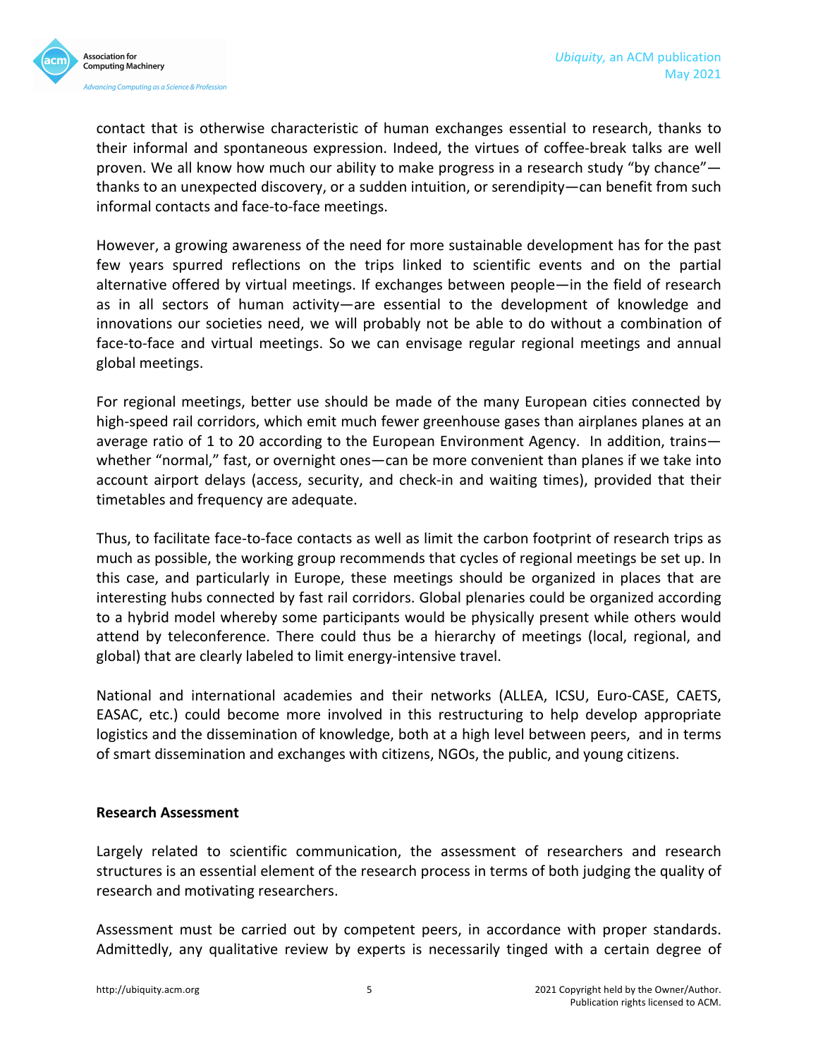contact that is otherwise characteristic of human exchanges essential to research, thanks to their informal and spontaneous expression. Indeed, the virtues of coffee-break talks are well proven. We all know how much our ability to make progress in a research study "by chance"—thanks to an unexpected discovery, or a sudden intuition, or serendipity—can benefit from such informal contacts and face-to-face meetings.

However, a growing awareness of the need for more sustainable development has for the past few years spurred reflections on the trips linked to scientific events and on the partial alternative offered by virtual meetings. If exchanges between people—in the field of research as in all sectors of human activity—are essential to the development of knowledge and innovations our societies need, we will probably not be able to do without a combination of face-to-face and virtual meetings. So we can envisage regular regional meetings and annual global meetings.

For regional meetings, better use should be made of the many European cities connected by high-speed rail corridors, which emit much fewer greenhouse gases than airplanes planes at an average ratio of 1 to 20 according to the European Environment Agency. In addition, trains—whether "normal," fast, or overnight ones—can be more convenient than planes if we take into account airport delays (access, security, and check-in and waiting times), provided that their timetables and frequency are adequate.

Thus, to facilitate face-to-face contacts as well as limit the carbon footprint of research trips as much as possible, the working group recommends that cycles of regional meetings be set up. In this case, and particularly in Europe, these meetings should be organized in places that are interesting hubs connected by fast rail corridors. Global plenaries could be organized according to a hybrid model whereby some participants would be physically present while others would attend by teleconference. There could thus be a hierarchy of meetings (local, regional, and global) that are clearly labeled to limit energy-intensive travel.

National and international academies and their networks (ALLEA, ICSU, Euro-CASE, CAETS, EASAC, etc.) could become more involved in this restructuring to help develop appropriate logistics and the dissemination of knowledge, both at a high level between peers, and in terms of smart dissemination and exchanges with citizens, NGOs, the public, and young citizens.

**Research Assessment**

Largely related to scientific communication, the assessment of researchers and research structures is an essential element of the research process in terms of both judging the quality of research and motivating researchers.

Assessment must be carried out by competent peers, in accordance with proper standards. Admittedly, any qualitative review by experts is necessarily tinged with a certain degree of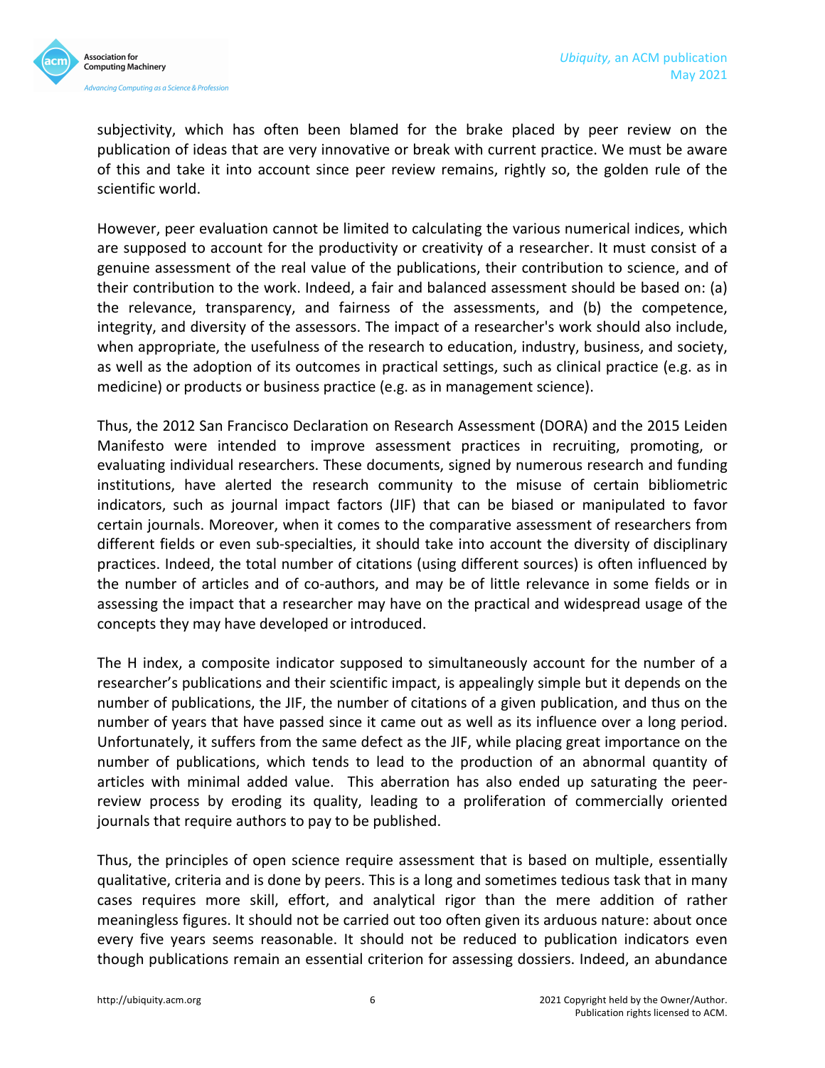subjectivity, which has often been blamed for the brake placed by peer review on the publication of ideas that are very innovative or break with current practice. We must be aware of this and take it into account since peer review remains, rightly so, the golden rule of the scientific world.

However, peer evaluation cannot be limited to calculating the various numerical indices, which are supposed to account for the productivity or creativity of a researcher. It must consist of a genuine assessment of the real value of the publications, their contribution to science, and of their contribution to the work. Indeed, a fair and balanced assessment should be based on: (a) the relevance, transparency, and fairness of the assessments, and (b) the competence, integrity, and diversity of the assessors. The impact of a researcher's work should also include, when appropriate, the usefulness of the research to education, industry, business, and society, as well as the adoption of its outcomes in practical settings, such as clinical practice (e.g. as in medicine) or products or business practice (e.g. as in management science).

Thus, the 2012 San Francisco Declaration on Research Assessment (DORA) and the 2015 Leiden Manifesto were intended to improve assessment practices in recruiting, promoting, or evaluating individual researchers. These documents, signed by numerous research and funding institutions, have alerted the research community to the misuse of certain bibliometric indicators, such as journal impact factors (JIF) that can be biased or manipulated to favor certain journals. Moreover, when it comes to the comparative assessment of researchers from different fields or even sub-specialties, it should take into account the diversity of disciplinary practices. Indeed, the total number of citations (using different sources) is often influenced by the number of articles and of co-authors, and may be of little relevance in some fields or in assessing the impact that a researcher may have on the practical and widespread usage of the concepts they may have developed or introduced.

The H index, a composite indicator supposed to simultaneously account for the number of a researcher's publications and their scientific impact, is appealingly simple but it depends on the number of publications, the JIF, the number of citations of a given publication, and thus on the number of years that have passed since it came out as well as its influence over a long period. Unfortunately, it suffers from the same defect as the JIF, while placing great importance on the number of publications, which tends to lead to the production of an abnormal quantity of articles with minimal added value. This aberration has also ended up saturating the peer-review process by eroding its quality, leading to a proliferation of commercially oriented journals that require authors to pay to be published.

Thus, the principles of open science require assessment that is based on multiple, essentially qualitative, criteria and is done by peers. This is a long and sometimes tedious task that in many cases requires more skill, effort, and analytical rigor than the mere addition of rather meaningless figures. It should not be carried out too often given its arduous nature: about once every five years seems reasonable. It should not be reduced to publication indicators even though publications remain an essential criterion for assessing dossiers. Indeed, an abundance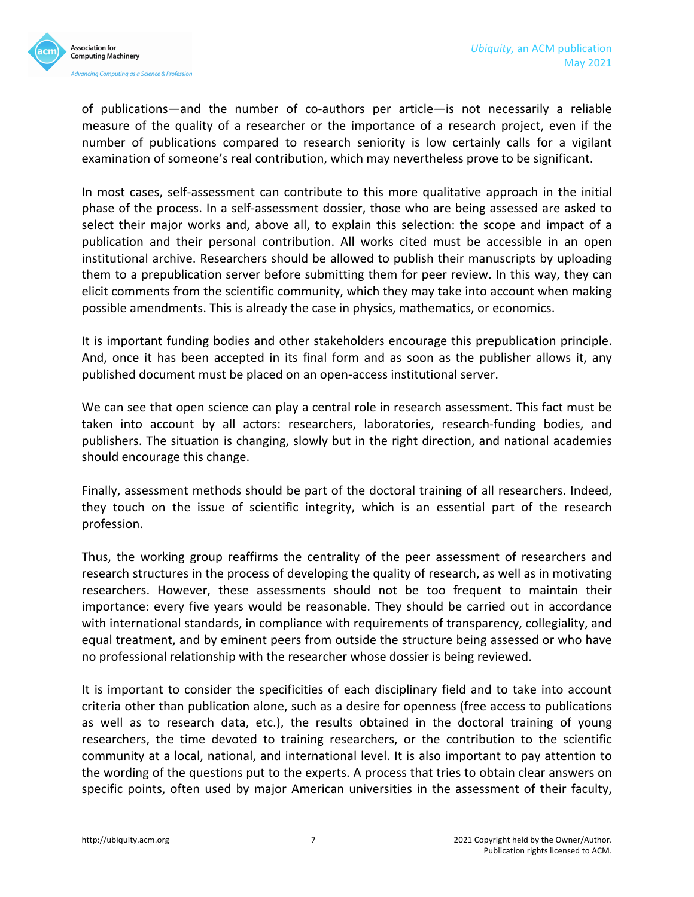of publications—and the number of co-authors per article—is not necessarily a reliable measure of the quality of a researcher or the importance of a research project, even if the number of publications compared to research seniority is low certainly calls for a vigilant examination of someone's real contribution, which may nevertheless prove to be significant.

In most cases, self-assessment can contribute to this more qualitative approach in the initial phase of the process. In a self-assessment dossier, those who are being assessed are asked to select their major works and, above all, to explain this selection: the scope and impact of a publication and their personal contribution. All works cited must be accessible in an open institutional archive. Researchers should be allowed to publish their manuscripts by uploading them to a prepublication server before submitting them for peer review. In this way, they can elicit comments from the scientific community, which they may take into account when making possible amendments. This is already the case in physics, mathematics, or economics.

It is important funding bodies and other stakeholders encourage this prepublication principle. And, once it has been accepted in its final form and as soon as the publisher allows it, any published document must be placed on an open-access institutional server.

We can see that open science can play a central role in research assessment. This fact must be taken into account by all actors: researchers, laboratories, research-funding bodies, and publishers. The situation is changing, slowly but in the right direction, and national academies should encourage this change.

Finally, assessment methods should be part of the doctoral training of all researchers. Indeed, they touch on the issue of scientific integrity, which is an essential part of the research profession.

Thus, the working group reaffirms the centrality of the peer assessment of researchers and research structures in the process of developing the quality of research, as well as in motivating researchers. However, these assessments should not be too frequent to maintain their importance: every five years would be reasonable. They should be carried out in accordance with international standards, in compliance with requirements of transparency, collegiality, and equal treatment, and by eminent peers from outside the structure being assessed or who have no professional relationship with the researcher whose dossier is being reviewed.

It is important to consider the specificities of each disciplinary field and to take into account criteria other than publication alone, such as a desire for openness (free access to publications as well as to research data, etc.), the results obtained in the doctoral training of young researchers, the time devoted to training researchers, or the contribution to the scientific community at a local, national, and international level. It is also important to pay attention to the wording of the questions put to the experts. A process that tries to obtain clear answers on specific points, often used by major American universities in the assessment of their faculty,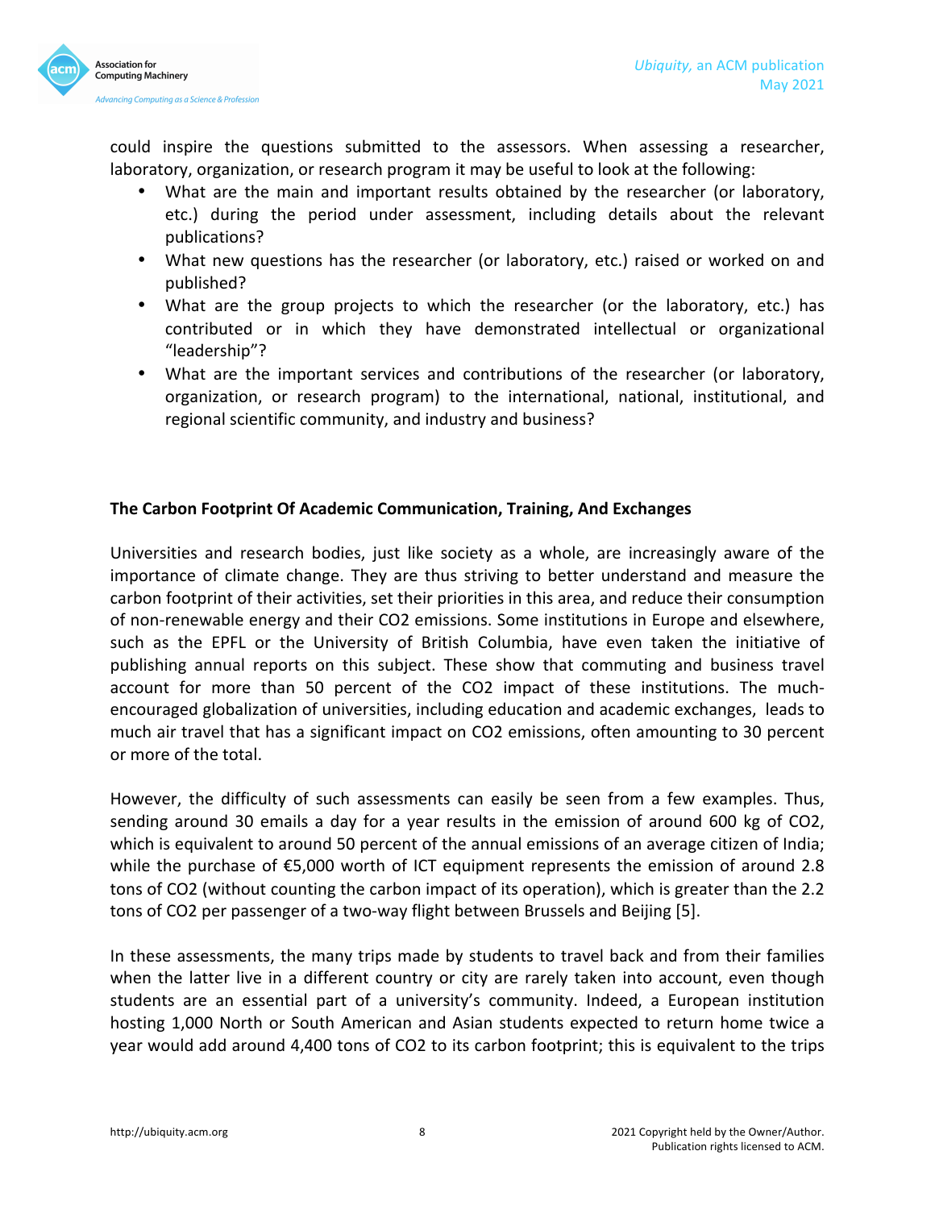could inspire the questions submitted to the assessors. When assessing a researcher, laboratory, organization, or research program it may be useful to look at the following:

- What are the main and important results obtained by the researcher (or laboratory, etc.) during the period under assessment, including details about the relevant publications?
- What new questions has the researcher (or laboratory, etc.) raised or worked on and published?
- What are the group projects to which the researcher (or the laboratory, etc.) has contributed or in which they have demonstrated intellectual or organizational "leadership"?
- What are the important services and contributions of the researcher (or laboratory, organization, or research program) to the international, national, institutional, and regional scientific community, and industry and business?

**The Carbon Footprint Of Academic Communication, Training, And Exchanges**

Universities and research bodies, just like society as a whole, are increasingly aware of the importance of climate change. They are thus striving to better understand and measure the carbon footprint of their activities, set their priorities in this area, and reduce their consumption of non-renewable energy and their $CO_2$ emissions. Some institutions in Europe and elsewhere, such as the EPFL or the University of British Columbia, have even taken the initiative of publishing annual reports on this subject. These show that commuting and business travel account for more than 50 percent of the $CO_2$ impact of these institutions. The much-encouraged globalization of universities, including education and academic exchanges, leads to much air travel that has a significant impact on $CO_2$ emissions, often amounting to 30 percent or more of the total.

However, the difficulty of such assessments can easily be seen from a few examples. Thus, sending around 30 emails a day for a year results in the emission of around 600 kg of $CO_2$, which is equivalent to around 50 percent of the annual emissions of an average citizen of India; while the purchase of €5,000 worth of ICT equipment represents the emission of around 2.8 tons of $CO_2$ (without counting the carbon impact of its operation), which is greater than the 2.2 tons of $CO_2$ per passenger of a two-way flight between Brussels and Beijing [5].

In these assessments, the many trips made by students to travel back and from their families when the latter live in a different country or city are rarely taken into account, even though students are an essential part of a university's community. Indeed, a European institution hosting 1,000 North or South American and Asian students expected to return home twice a year would add around 4,400 tons of $CO_2$ to its carbon footprint; this is equivalent to the trips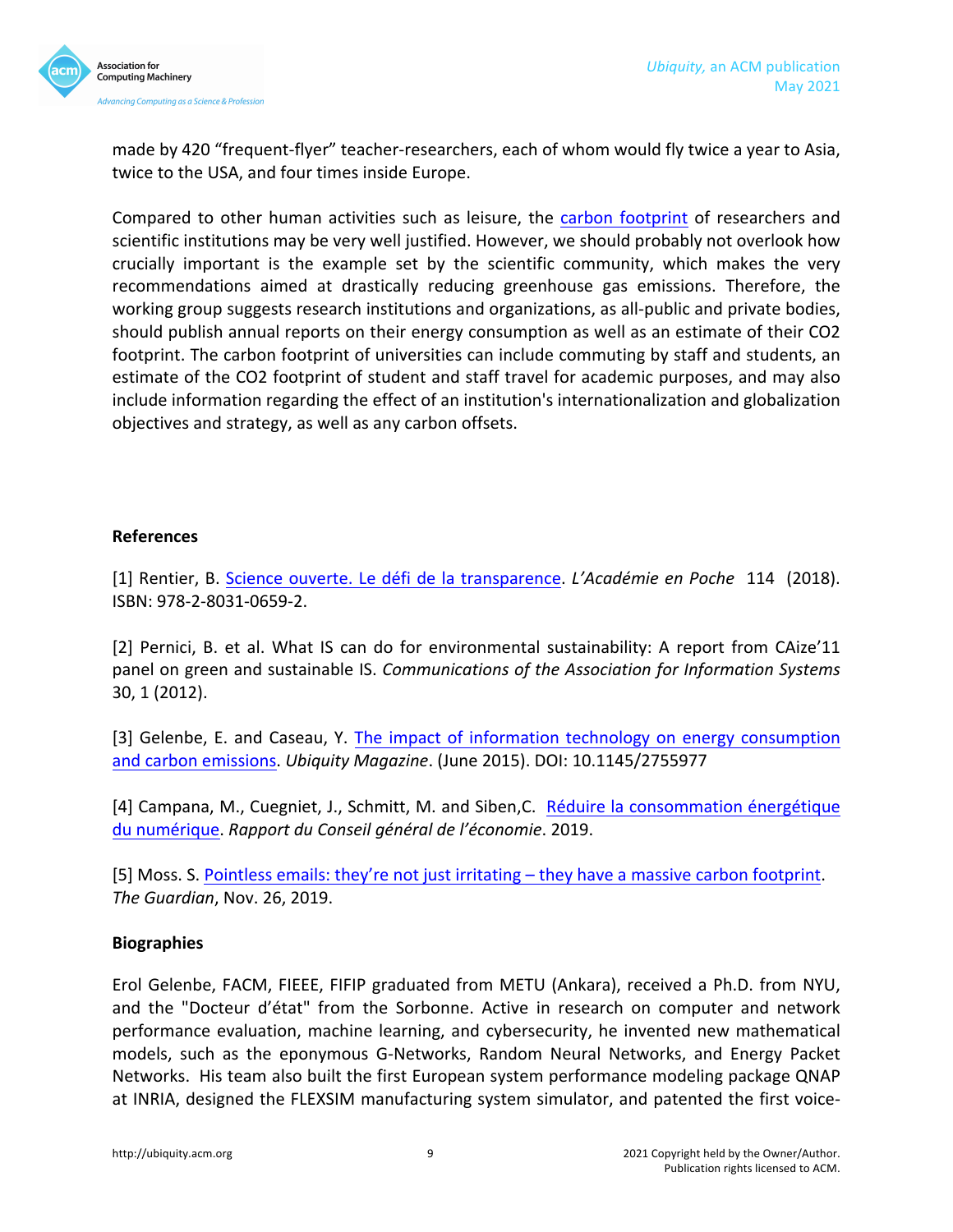made by 420 "frequent-flyer" teacher-researchers, each of whom would fly twice a year to Asia, twice to the USA, and four times inside Europe.

Compared to other human activities such as leisure, the carbon footprint of researchers and scientific institutions may be very well justified. However, we should probably not overlook how crucially important is the example set by the scientific community, which makes the very recommendations aimed at drastically reducing greenhouse gas emissions. Therefore, the working group suggests research institutions and organizations, as all-public and private bodies, should publish annual reports on their energy consumption as well as an estimate of their CO2 footprint. The carbon footprint of universities can include commuting by staff and students, an estimate of the CO2 footprint of student and staff travel for academic purposes, and may also include information regarding the effect of an institution's internationalization and globalization objectives and strategy, as well as any carbon offsets.

## References

[1] Rentier, B. Science ouverte. Le défi de la transparence. *L'Académie en Poche* 114 (2018). ISBN: 978-2-8031-0659-2.

[2] Pernici, B. et al. What IS can do for environmental sustainability: A report from CAize'11 panel on green and sustainable IS. *Communications of the Association for Information Systems* 30, 1 (2012).

[3] Gelenbe, E. and Caseau, Y. The impact of information technology on energy consumption and carbon emissions. *Ubiquity Magazine*. (June 2015). DOI: 10.1145/2755977

[4] Campana, M., Cuegniet, J., Schmitt, M. and Siben,C. Réduire la consommation énergétique du numérique. *Rapport du Conseil général de l'économie*. 2019.

[5] Moss. S. Pointless emails: they're not just irritating – they have a massive carbon footprint. *The Guardian*, Nov. 26, 2019.

## Biographies

Erol Gelenbe, FACM, FIEEE, FIFIP graduated from METU (Ankara), received a Ph.D. from NYU, and the "Docteur d'état" from the Sorbonne. Active in research on computer and network performance evaluation, machine learning, and cybersecurity, he invented new mathematical models, such as the eponymous G-Networks, Random Neural Networks, and Energy Packet Networks. His team also built the first European system performance modeling package QNAP at INRIA, designed the FLEXSIM manufacturing system simulator, and patented the first voice-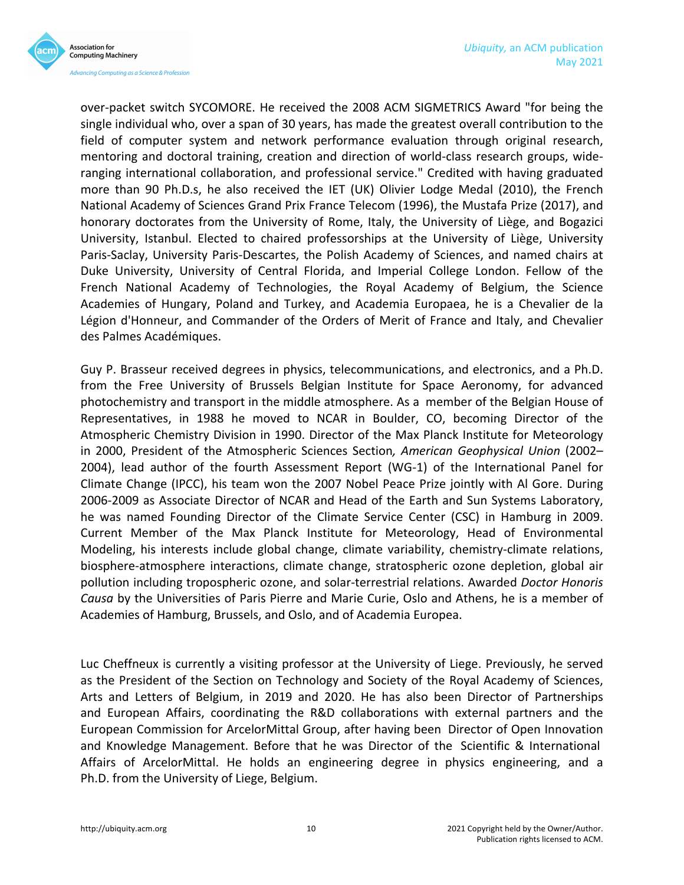over-packet switch SYCOMORE. He received the 2008 ACM SIGMETRICS Award "for being the single individual who, over a span of 30 years, has made the greatest overall contribution to the field of computer system and network performance evaluation through original research, mentoring and doctoral training, creation and direction of world-class research groups, wide-ranging international collaboration, and professional service." Credited with having graduated more than 90 Ph.D.s, he also received the IET (UK) Olivier Lodge Medal (2010), the French National Academy of Sciences Grand Prix France Telecom (1996), the Mustafa Prize (2017), and honorary doctorates from the University of Rome, Italy, the University of Liège, and Bogazici University, Istanbul. Elected to chaired professorships at the University of Liège, University Paris-Saclay, University Paris-Descartes, the Polish Academy of Sciences, and named chairs at Duke University, University of Central Florida, and Imperial College London. Fellow of the French National Academy of Technologies, the Royal Academy of Belgium, the Science Academies of Hungary, Poland and Turkey, and Academia Europaea, he is a Chevalier de la Légion d'Honneur, and Commander of the Orders of Merit of France and Italy, and Chevalier des Palmes Académiques.

Guy P. Brasseur received degrees in physics, telecommunications, and electronics, and a Ph.D. from the Free University of Brussels Belgian Institute for Space Aeronomy, for advanced photochemistry and transport in the middle atmosphere. As a member of the Belgian House of Representatives, in 1988 he moved to NCAR in Boulder, CO, becoming Director of the Atmospheric Chemistry Division in 1990. Director of the Max Planck Institute for Meteorology in 2000, President of the Atmospheric Sciences Section*, American Geophysical Union* (2002–2004), lead author of the fourth Assessment Report (WG-1) of the International Panel for Climate Change (IPCC), his team won the 2007 Nobel Peace Prize jointly with Al Gore. During 2006-2009 as Associate Director of NCAR and Head of the Earth and Sun Systems Laboratory, he was named Founding Director of the Climate Service Center (CSC) in Hamburg in 2009. Current Member of the Max Planck Institute for Meteorology, Head of Environmental Modeling, his interests include global change, climate variability, chemistry-climate relations, biosphere-atmosphere interactions, climate change, stratospheric ozone depletion, global air pollution including tropospheric ozone, and solar-terrestrial relations. Awarded *Doctor Honoris Causa* by the Universities of Paris Pierre and Marie Curie, Oslo and Athens, he is a member of Academies of Hamburg, Brussels, and Oslo, and of Academia Europea.

Luc Cheffneux is currently a visiting professor at the University of Liege. Previously, he served as the President of the Section on Technology and Society of the Royal Academy of Sciences, Arts and Letters of Belgium, in 2019 and 2020. He has also been Director of Partnerships and European Affairs, coordinating the R&D collaborations with external partners and the European Commission for ArcelorMittal Group, after having been Director of Open Innovation and Knowledge Management. Before that he was Director of the Scientific & International Affairs of ArcelorMittal. He holds an engineering degree in physics engineering, and a Ph.D. from the University of Liege, Belgium.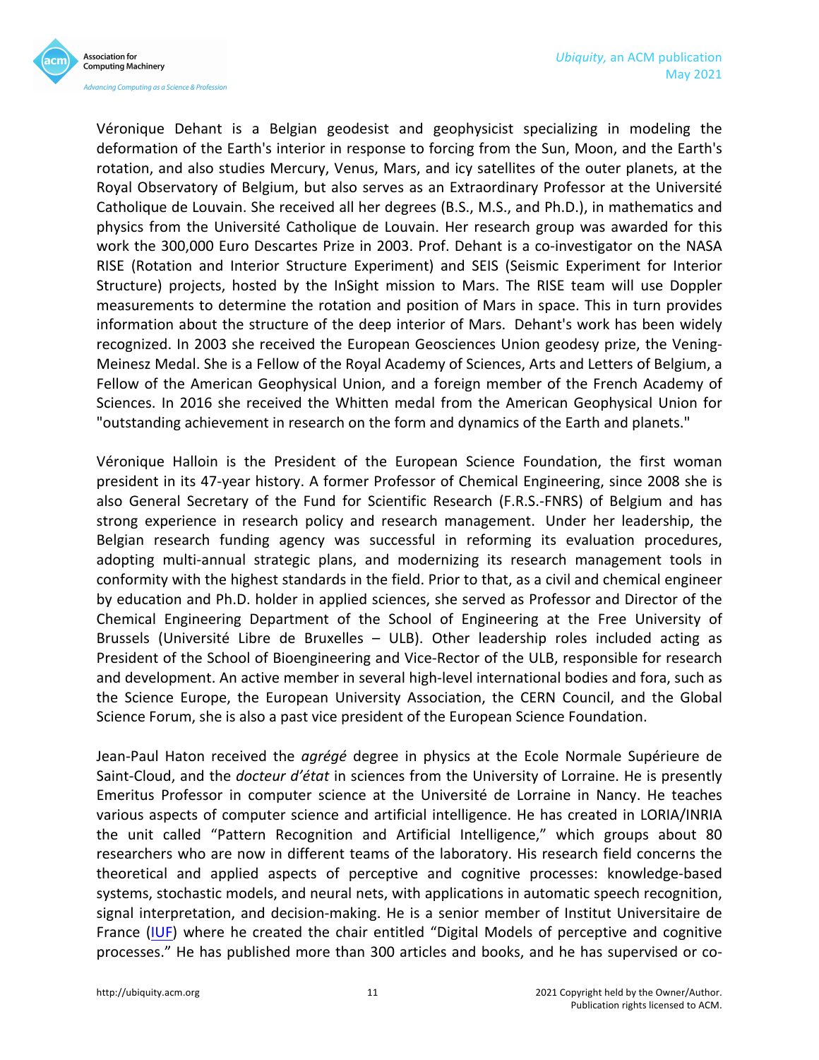Véronique Dehant is a Belgian geodesist and geophysicist specializing in modeling the deformation of the Earth's interior in response to forcing from the Sun, Moon, and the Earth's rotation, and also studies Mercury, Venus, Mars, and icy satellites of the outer planets, at the Royal Observatory of Belgium, but also serves as an Extraordinary Professor at the Université Catholique de Louvain. She received all her degrees (B.S., M.S., and Ph.D.), in mathematics and physics from the Université Catholique de Louvain. Her research group was awarded for this work the 300,000 Euro Descartes Prize in 2003. Prof. Dehant is a co-investigator on the NASA RISE (Rotation and Interior Structure Experiment) and SEIS (Seismic Experiment for Interior Structure) projects, hosted by the InSight mission to Mars. The RISE team will use Doppler measurements to determine the rotation and position of Mars in space. This in turn provides information about the structure of the deep interior of Mars. Dehant's work has been widely recognized. In 2003 she received the European Geosciences Union geodesy prize, the Vening-Meinesz Medal. She is a Fellow of the Royal Academy of Sciences, Arts and Letters of Belgium, a Fellow of the American Geophysical Union, and a foreign member of the French Academy of Sciences. In 2016 she received the Whitten medal from the American Geophysical Union for "outstanding achievement in research on the form and dynamics of the Earth and planets."

Véronique Halloin is the President of the European Science Foundation, the first woman president in its 47-year history. A former Professor of Chemical Engineering, since 2008 she is also General Secretary of the Fund for Scientific Research (F.R.S.-FNRS) of Belgium and has strong experience in research policy and research management. Under her leadership, the Belgian research funding agency was successful in reforming its evaluation procedures, adopting multi-annual strategic plans, and modernizing its research management tools in conformity with the highest standards in the field. Prior to that, as a civil and chemical engineer by education and Ph.D. holder in applied sciences, she served as Professor and Director of the Chemical Engineering Department of the School of Engineering at the Free University of Brussels (Université Libre de Bruxelles – ULB). Other leadership roles included acting as President of the School of Bioengineering and Vice-Rector of the ULB, responsible for research and development. An active member in several high-level international bodies and fora, such as the Science Europe, the European University Association, the CERN Council, and the Global Science Forum, she is also a past vice president of the European Science Foundation.

Jean-Paul Haton received the *agrégé* degree in physics at the Ecole Normale Supérieure de Saint-Cloud, and the *docteur d'état* in sciences from the University of Lorraine. He is presently Emeritus Professor in computer science at the Université de Lorraine in Nancy. He teaches various aspects of computer science and artificial intelligence. He has created in LORIA/INRIA the unit called "Pattern Recognition and Artificial Intelligence," which groups about 80 researchers who are now in different teams of the laboratory. His research field concerns the theoretical and applied aspects of perceptive and cognitive processes: knowledge-based systems, stochastic models, and neural nets, with applications in automatic speech recognition, signal interpretation, and decision-making. He is a senior member of Institut Universitaire de France (IUF) where he created the chair entitled "Digital Models of perceptive and cognitive processes." He has published more than 300 articles and books, and he has supervised or co-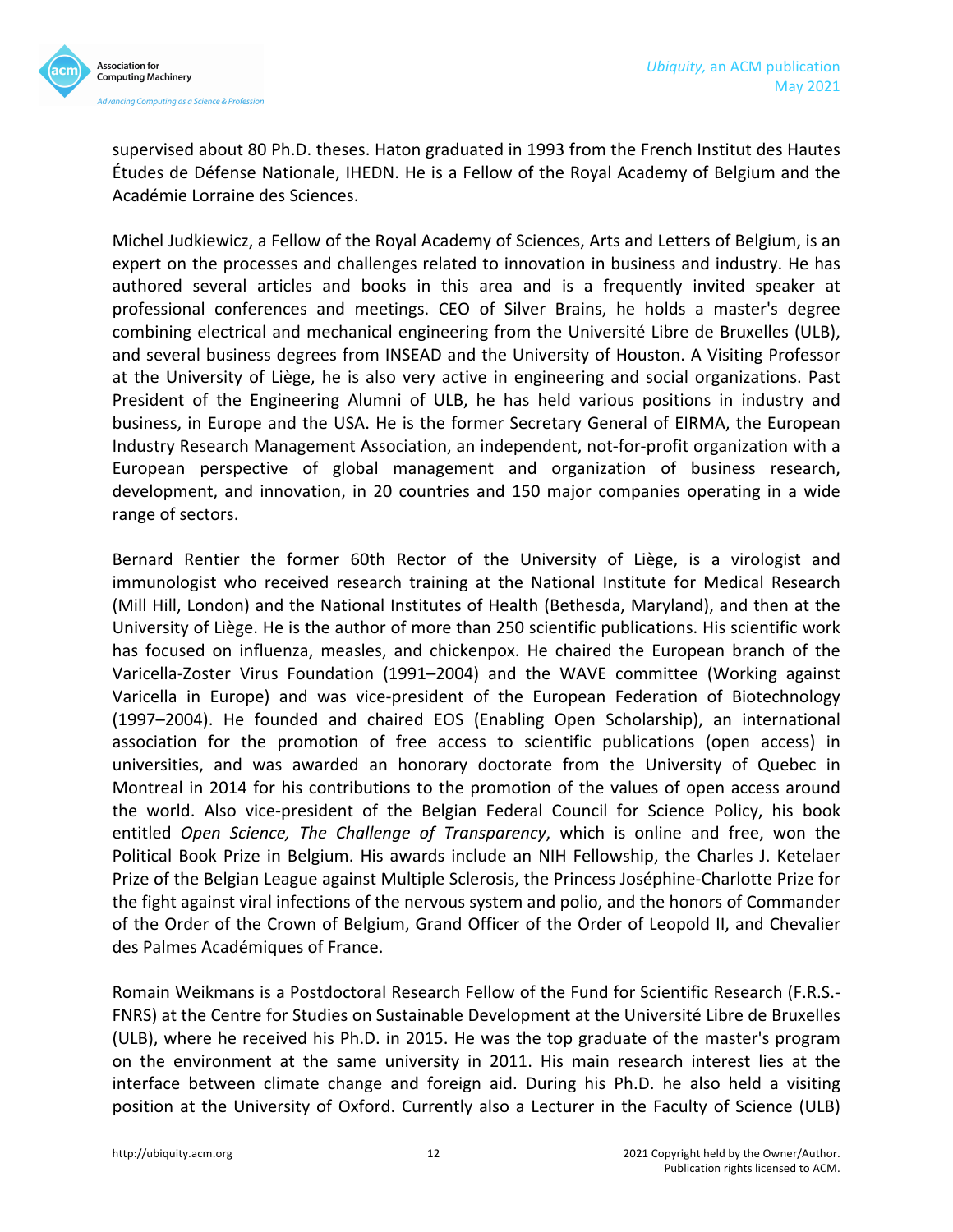supervised about 80 Ph.D. theses. Haton graduated in 1993 from the French Institut des Hautes Études de Défense Nationale, IHEDN. He is a Fellow of the Royal Academy of Belgium and the Académie Lorraine des Sciences.

Michel Judkiewicz, a Fellow of the Royal Academy of Sciences, Arts and Letters of Belgium, is an expert on the processes and challenges related to innovation in business and industry. He has authored several articles and books in this area and is a frequently invited speaker at professional conferences and meetings. CEO of Silver Brains, he holds a master's degree combining electrical and mechanical engineering from the Université Libre de Bruxelles (ULB), and several business degrees from INSEAD and the University of Houston. A Visiting Professor at the University of Liège, he is also very active in engineering and social organizations. Past President of the Engineering Alumni of ULB, he has held various positions in industry and business, in Europe and the USA. He is the former Secretary General of EIRMA, the European Industry Research Management Association, an independent, not-for-profit organization with a European perspective of global management and organization of business research, development, and innovation, in 20 countries and 150 major companies operating in a wide range of sectors.

Bernard Rentier the former 60th Rector of the University of Liège, is a virologist and immunologist who received research training at the National Institute for Medical Research (Mill Hill, London) and the National Institutes of Health (Bethesda, Maryland), and then at the University of Liège. He is the author of more than 250 scientific publications. His scientific work has focused on influenza, measles, and chickenpox. He chaired the European branch of the Varicella-Zoster Virus Foundation (1991–2004) and the WAVE committee (Working against Varicella in Europe) and was vice-president of the European Federation of Biotechnology (1997–2004). He founded and chaired EOS (Enabling Open Scholarship), an international association for the promotion of free access to scientific publications (open access) in universities, and was awarded an honorary doctorate from the University of Quebec in Montreal in 2014 for his contributions to the promotion of the values of open access around the world. Also vice-president of the Belgian Federal Council for Science Policy, his book entitled *Open Science, The Challenge of Transparency*, which is online and free, won the Political Book Prize in Belgium. His awards include an NIH Fellowship, the Charles J. Ketelaer Prize of the Belgian League against Multiple Sclerosis, the Princess Joséphine-Charlotte Prize for the fight against viral infections of the nervous system and polio, and the honors of Commander of the Order of the Crown of Belgium, Grand Officer of the Order of Leopold II, and Chevalier des Palmes Académiques of France.

Romain Weikmans is a Postdoctoral Research Fellow of the Fund for Scientific Research (F.R.S.-FNRS) at the Centre for Studies on Sustainable Development at the Université Libre de Bruxelles (ULB), where he received his Ph.D. in 2015. He was the top graduate of the master's program on the environment at the same university in 2011. His main research interest lies at the interface between climate change and foreign aid. During his Ph.D. he also held a visiting position at the University of Oxford. Currently also a Lecturer in the Faculty of Science (ULB)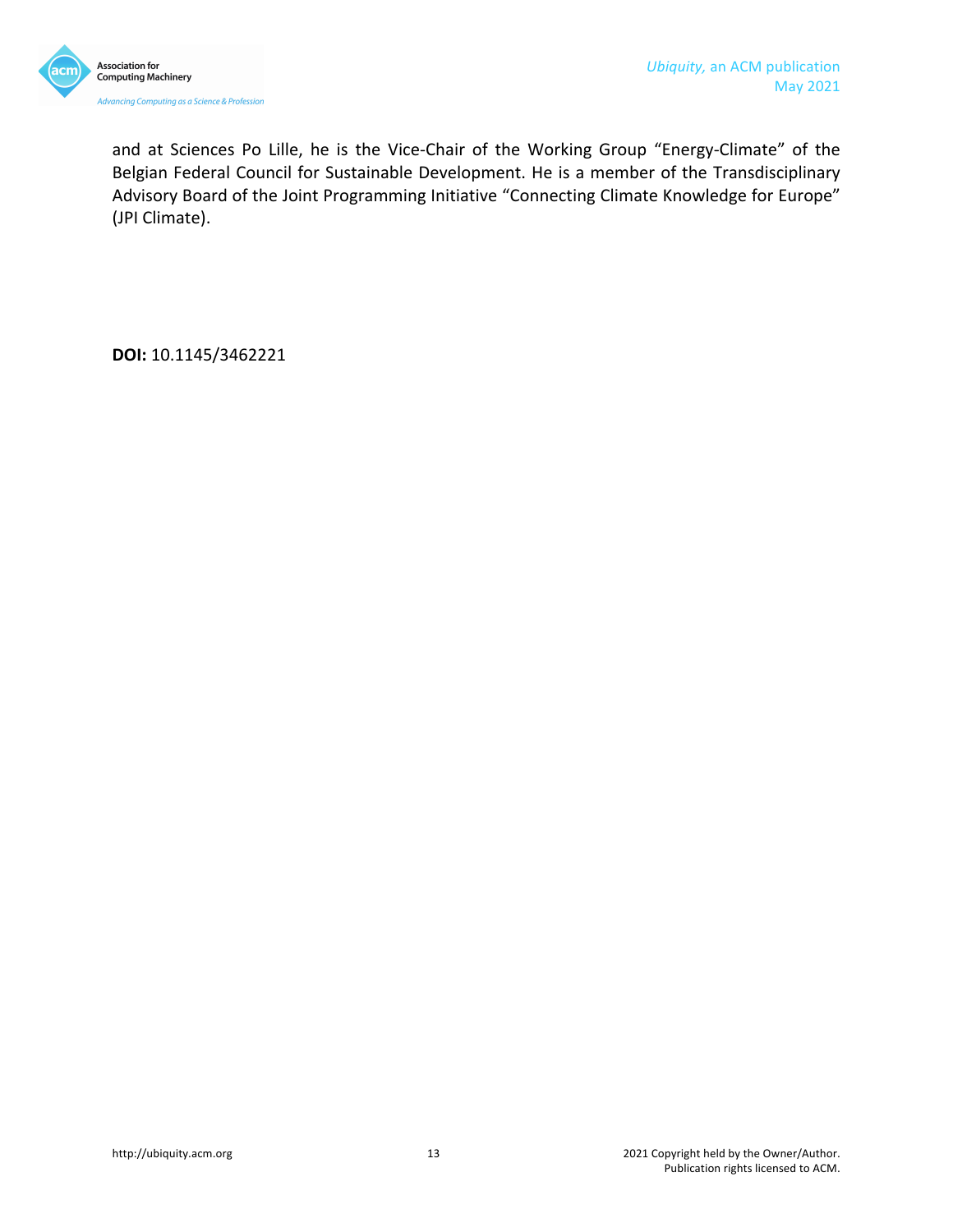and at Sciences Po Lille, he is the Vice-Chair of the Working Group “Energy-Climate” of the Belgian Federal Council for Sustainable Development. He is a member of the Transdisciplinary Advisory Board of the Joint Programming Initiative “Connecting Climate Knowledge for Europe” (JPI Climate).

**DOI:** 10.1145/3462221